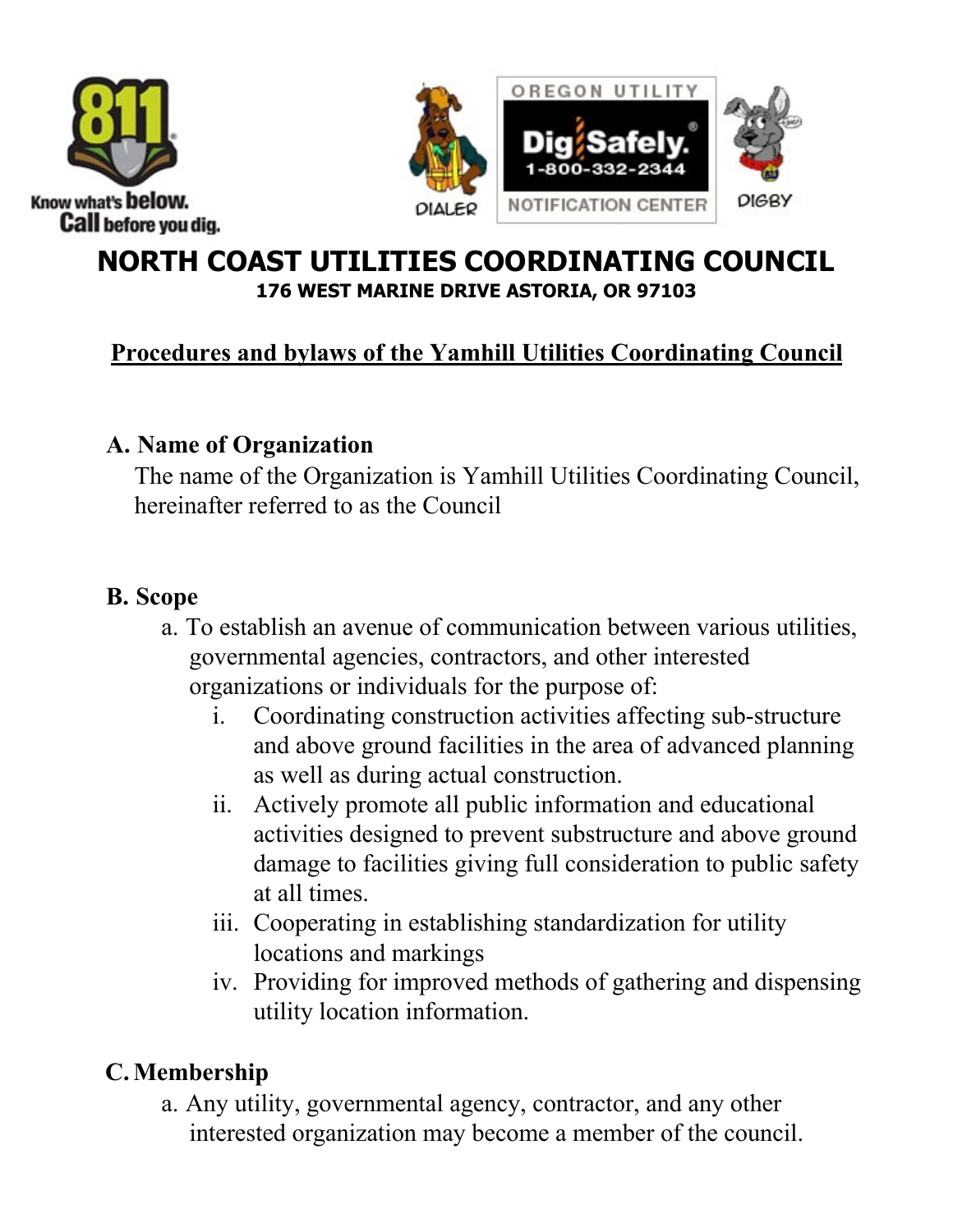Know what's **below.** **Call** before you dig.

OREGON UTILITY Dig Safely. 1-800-332-2344 NOTIFICATION CENTER

DIALER DIGBY

# NORTH COAST UTILITIES COORDINATING COUNCIL

**176 WEST MARINE DRIVE ASTORIA, OR 97103**

## Procedures and bylaws of the Yamhill Utilities Coordinating Council

### A. Name of Organization

The name of the Organization is Yamhill Utilities Coordinating Council, hereinafter referred to as the Council

### B. Scope

a. To establish an avenue of communication between various utilities, governmental agencies, contractors, and other interested organizations or individuals for the purpose of:

   i. Coordinating construction activities affecting sub-structure and above ground facilities in the area of advanced planning as well as during actual construction.
   ii. Actively promote all public information and educational activities designed to prevent substructure and above ground damage to facilities giving full consideration to public safety at all times.
   iii. Cooperating in establishing standardization for utility locations and markings
   iv. Providing for improved methods of gathering and dispensing utility location information.

### C. Membership

a. Any utility, governmental agency, contractor, and any other interested organization may become a member of the council.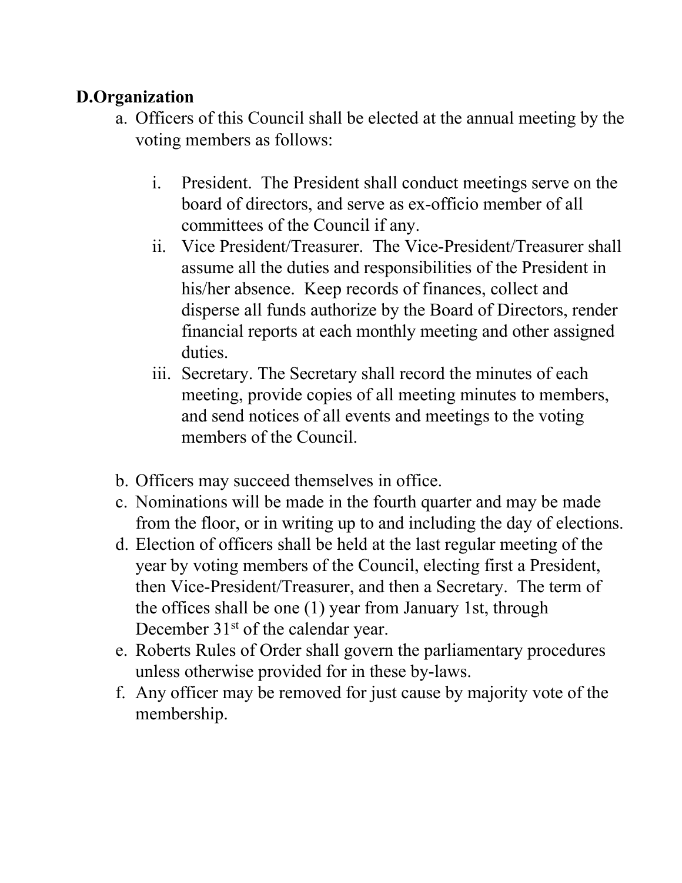## D.Organization

a. Officers of this Council shall be elected at the annual meeting by the voting members as follows:

   i. President. The President shall conduct meetings serve on the board of directors, and serve as ex-officio member of all committees of the Council if any.
   ii. Vice President/Treasurer. The Vice-President/Treasurer shall assume all the duties and responsibilities of the President in his/her absence. Keep records of finances, collect and disperse all funds authorize by the Board of Directors, render financial reports at each monthly meeting and other assigned duties.
   iii. Secretary. The Secretary shall record the minutes of each meeting, provide copies of all meeting minutes to members, and send notices of all events and meetings to the voting members of the Council.

b. Officers may succeed themselves in office.
c. Nominations will be made in the fourth quarter and may be made from the floor, or in writing up to and including the day of elections.
d. Election of officers shall be held at the last regular meeting of the year by voting members of the Council, electing first a President, then Vice-President/Treasurer, and then a Secretary. The term of the offices shall be one (1) year from January 1st, through December 31st of the calendar year.
e. Roberts Rules of Order shall govern the parliamentary procedures unless otherwise provided for in these by-laws.
f. Any officer may be removed for just cause by majority vote of the membership.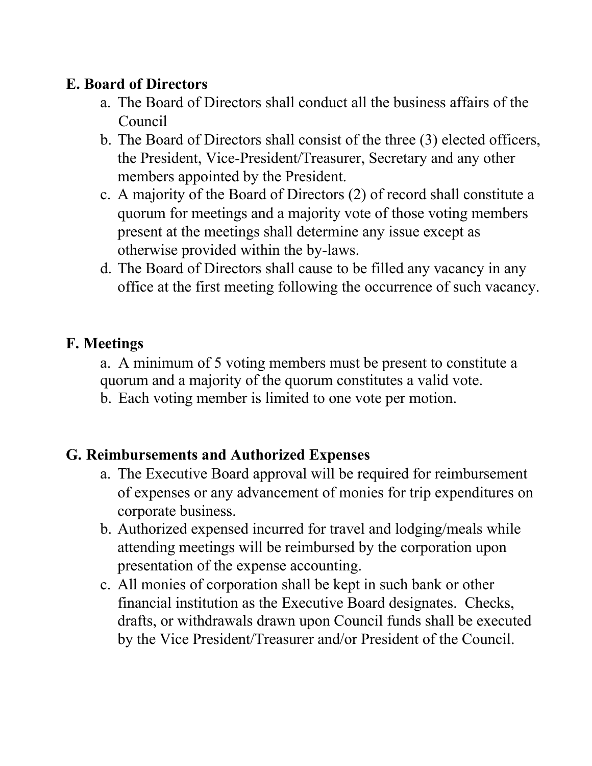**E. Board of Directors**

a. The Board of Directors shall conduct all the business affairs of the Council
b. The Board of Directors shall consist of the three (3) elected officers, the President, Vice-President/Treasurer, Secretary and any other members appointed by the President.
c. A majority of the Board of Directors (2) of record shall constitute a quorum for meetings and a majority vote of those voting members present at the meetings shall determine any issue except as otherwise provided within the by-laws.
d. The Board of Directors shall cause to be filled any vacancy in any office at the first meeting following the occurrence of such vacancy.

**F. Meetings**

a. A minimum of 5 voting members must be present to constitute a quorum and a majority of the quorum constitutes a valid vote.
b. Each voting member is limited to one vote per motion.

**G. Reimbursements and Authorized Expenses**

a. The Executive Board approval will be required for reimbursement of expenses or any advancement of monies for trip expenditures on corporate business.
b. Authorized expensed incurred for travel and lodging/meals while attending meetings will be reimbursed by the corporation upon presentation of the expense accounting.
c. All monies of corporation shall be kept in such bank or other financial institution as the Executive Board designates. Checks, drafts, or withdrawals drawn upon Council funds shall be executed by the Vice President/Treasurer and/or President of the Council.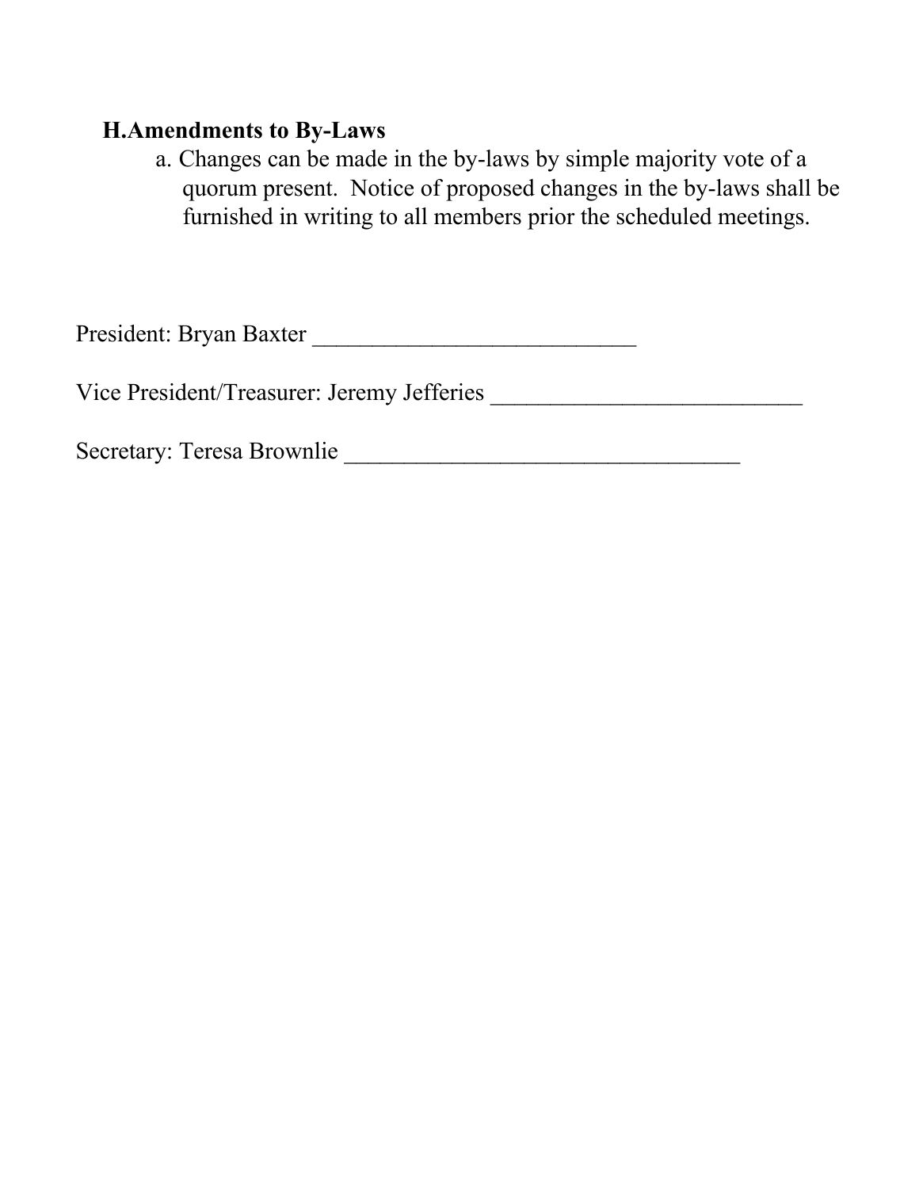**H.Amendments to By-Laws**

a. Changes can be made in the by-laws by simple majority vote of a quorum present. Notice of proposed changes in the by-laws shall be furnished in writing to all members prior the scheduled meetings.

President: Bryan Baxter ___________________________

Vice President/Treasurer: Jeremy Jefferies __________________________

Secretary: Teresa Brownlie _________________________________